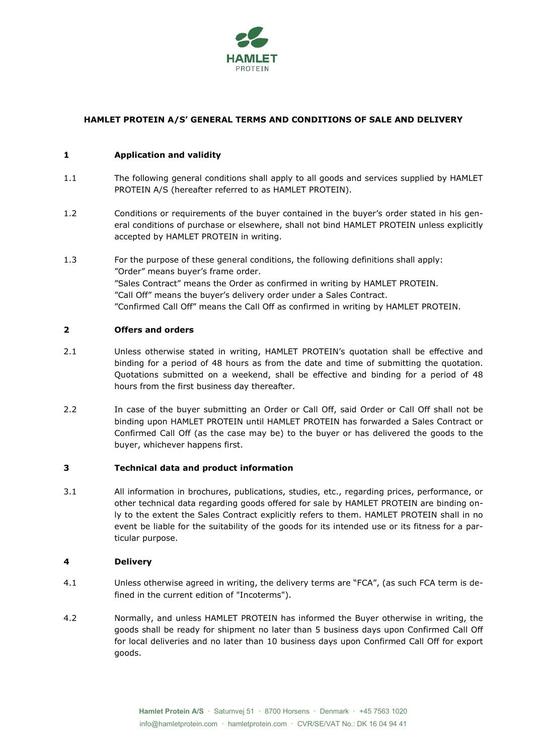# HAMLET PROTEIN A/S' GENERAL TERMS AND CONDITIONS OF SALE AND DELIVERY

## 1 Application and validity

1.1 The following general conditions shall apply to all goods and services supplied by HAMLET PROTEIN A/S (hereafter referred to as HAMLET PROTEIN).

1.2 Conditions or requirements of the buyer contained in the buyer's order stated in his general conditions of purchase or elsewhere, shall not bind HAMLET PROTEIN unless explicitly accepted by HAMLET PROTEIN in writing.

1.3 For the purpose of these general conditions, the following definitions shall apply:
"Order" means buyer's frame order.
"Sales Contract" means the Order as confirmed in writing by HAMLET PROTEIN.
"Call Off" means the buyer's delivery order under a Sales Contract.
"Confirmed Call Off" means the Call Off as confirmed in writing by HAMLET PROTEIN.

## 2 Offers and orders

2.1 Unless otherwise stated in writing, HAMLET PROTEIN's quotation shall be effective and binding for a period of 48 hours as from the date and time of submitting the quotation. Quotations submitted on a weekend, shall be effective and binding for a period of 48 hours from the first business day thereafter.

2.2 In case of the buyer submitting an Order or Call Off, said Order or Call Off shall not be binding upon HAMLET PROTEIN until HAMLET PROTEIN has forwarded a Sales Contract or Confirmed Call Off (as the case may be) to the buyer or has delivered the goods to the buyer, whichever happens first.

## 3 Technical data and product information

3.1 All information in brochures, publications, studies, etc., regarding prices, performance, or other technical data regarding goods offered for sale by HAMLET PROTEIN are binding only to the extent the Sales Contract explicitly refers to them. HAMLET PROTEIN shall in no event be liable for the suitability of the goods for its intended use or its fitness for a particular purpose.

## 4 Delivery

4.1 Unless otherwise agreed in writing, the delivery terms are "FCA", (as such FCA term is defined in the current edition of "Incoterms").

4.2 Normally, and unless HAMLET PROTEIN has informed the Buyer otherwise in writing, the goods shall be ready for shipment no later than 5 business days upon Confirmed Call Off for local deliveries and no later than 10 business days upon Confirmed Call Off for export goods.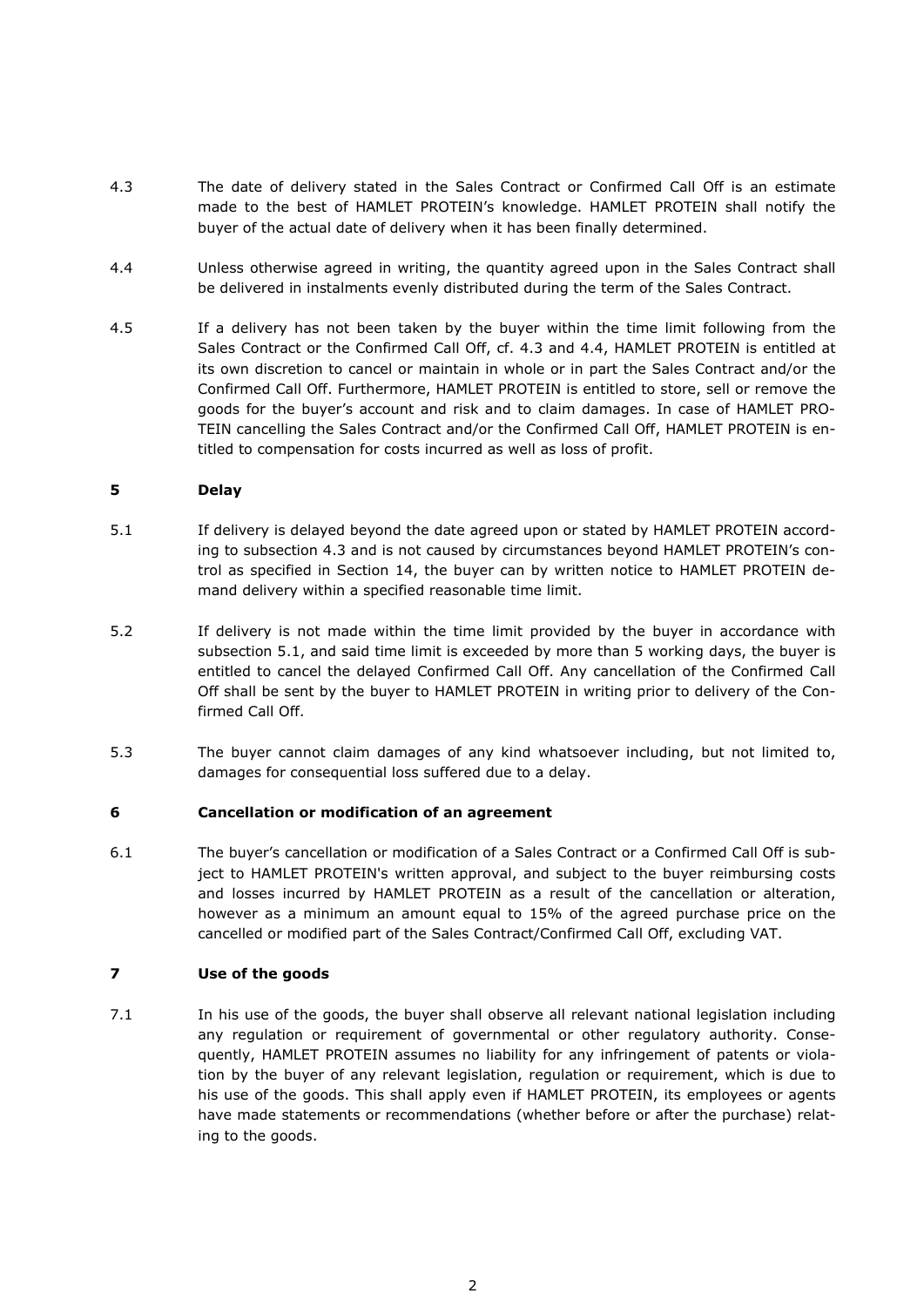4.3 The date of delivery stated in the Sales Contract or Confirmed Call Off is an estimate made to the best of HAMLET PROTEIN's knowledge. HAMLET PROTEIN shall notify the buyer of the actual date of delivery when it has been finally determined.

4.4 Unless otherwise agreed in writing, the quantity agreed upon in the Sales Contract shall be delivered in instalments evenly distributed during the term of the Sales Contract.

4.5 If a delivery has not been taken by the buyer within the time limit following from the Sales Contract or the Confirmed Call Off, cf. 4.3 and 4.4, HAMLET PROTEIN is entitled at its own discretion to cancel or maintain in whole or in part the Sales Contract and/or the Confirmed Call Off. Furthermore, HAMLET PROTEIN is entitled to store, sell or remove the goods for the buyer's account and risk and to claim damages. In case of HAMLET PROTEIN cancelling the Sales Contract and/or the Confirmed Call Off, HAMLET PROTEIN is entitled to compensation for costs incurred as well as loss of profit.

## 5 Delay

5.1 If delivery is delayed beyond the date agreed upon or stated by HAMLET PROTEIN according to subsection 4.3 and is not caused by circumstances beyond HAMLET PROTEIN's control as specified in Section 14, the buyer can by written notice to HAMLET PROTEIN demand delivery within a specified reasonable time limit.

5.2 If delivery is not made within the time limit provided by the buyer in accordance with subsection 5.1, and said time limit is exceeded by more than 5 working days, the buyer is entitled to cancel the delayed Confirmed Call Off. Any cancellation of the Confirmed Call Off shall be sent by the buyer to HAMLET PROTEIN in writing prior to delivery of the Confirmed Call Off.

5.3 The buyer cannot claim damages of any kind whatsoever including, but not limited to, damages for consequential loss suffered due to a delay.

## 6 Cancellation or modification of an agreement

6.1 The buyer's cancellation or modification of a Sales Contract or a Confirmed Call Off is subject to HAMLET PROTEIN's written approval, and subject to the buyer reimbursing costs and losses incurred by HAMLET PROTEIN as a result of the cancellation or alteration, however as a minimum an amount equal to 15% of the agreed purchase price on the cancelled or modified part of the Sales Contract/Confirmed Call Off, excluding VAT.

## 7 Use of the goods

7.1 In his use of the goods, the buyer shall observe all relevant national legislation including any regulation or requirement of governmental or other regulatory authority. Consequently, HAMLET PROTEIN assumes no liability for any infringement of patents or violation by the buyer of any relevant legislation, regulation or requirement, which is due to his use of the goods. This shall apply even if HAMLET PROTEIN, its employees or agents have made statements or recommendations (whether before or after the purchase) relating to the goods.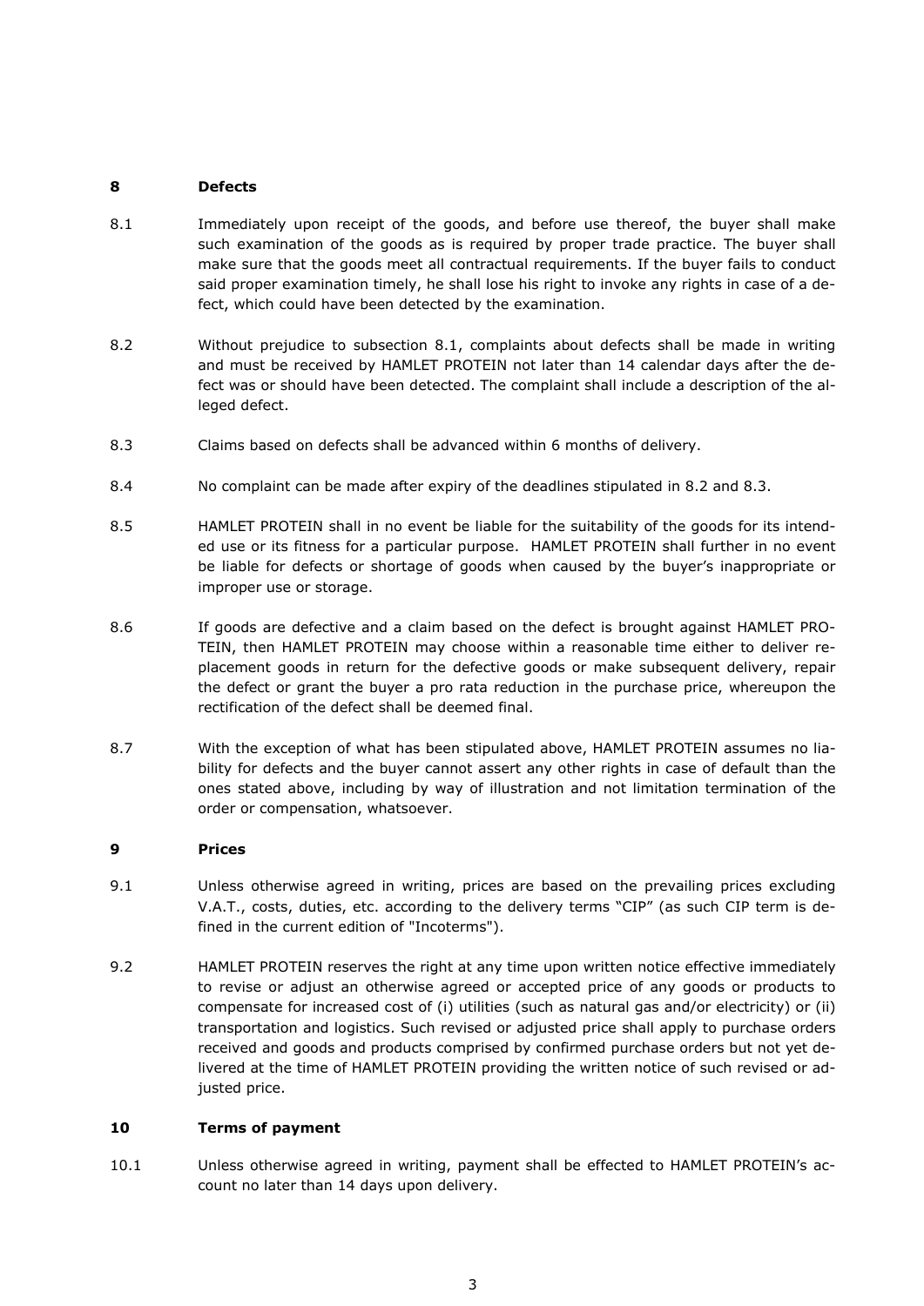## 8 Defects

8.1 Immediately upon receipt of the goods, and before use thereof, the buyer shall make such examination of the goods as is required by proper trade practice. The buyer shall make sure that the goods meet all contractual requirements. If the buyer fails to conduct said proper examination timely, he shall lose his right to invoke any rights in case of a defect, which could have been detected by the examination.

8.2 Without prejudice to subsection 8.1, complaints about defects shall be made in writing and must be received by HAMLET PROTEIN not later than 14 calendar days after the defect was or should have been detected. The complaint shall include a description of the alleged defect.

8.3 Claims based on defects shall be advanced within 6 months of delivery.

8.4 No complaint can be made after expiry of the deadlines stipulated in 8.2 and 8.3.

8.5 HAMLET PROTEIN shall in no event be liable for the suitability of the goods for its intended use or its fitness for a particular purpose. HAMLET PROTEIN shall further in no event be liable for defects or shortage of goods when caused by the buyer's inappropriate or improper use or storage.

8.6 If goods are defective and a claim based on the defect is brought against HAMLET PROTEIN, then HAMLET PROTEIN may choose within a reasonable time either to deliver replacement goods in return for the defective goods or make subsequent delivery, repair the defect or grant the buyer a pro rata reduction in the purchase price, whereupon the rectification of the defect shall be deemed final.

8.7 With the exception of what has been stipulated above, HAMLET PROTEIN assumes no liability for defects and the buyer cannot assert any other rights in case of default than the ones stated above, including by way of illustration and not limitation termination of the order or compensation, whatsoever.

## 9 Prices

9.1 Unless otherwise agreed in writing, prices are based on the prevailing prices excluding V.A.T., costs, duties, etc. according to the delivery terms "CIP" (as such CIP term is defined in the current edition of "Incoterms").

9.2 HAMLET PROTEIN reserves the right at any time upon written notice effective immediately to revise or adjust an otherwise agreed or accepted price of any goods or products to compensate for increased cost of (i) utilities (such as natural gas and/or electricity) or (ii) transportation and logistics. Such revised or adjusted price shall apply to purchase orders received and goods and products comprised by confirmed purchase orders but not yet delivered at the time of HAMLET PROTEIN providing the written notice of such revised or adjusted price.

## 10 Terms of payment

10.1 Unless otherwise agreed in writing, payment shall be effected to HAMLET PROTEIN's account no later than 14 days upon delivery.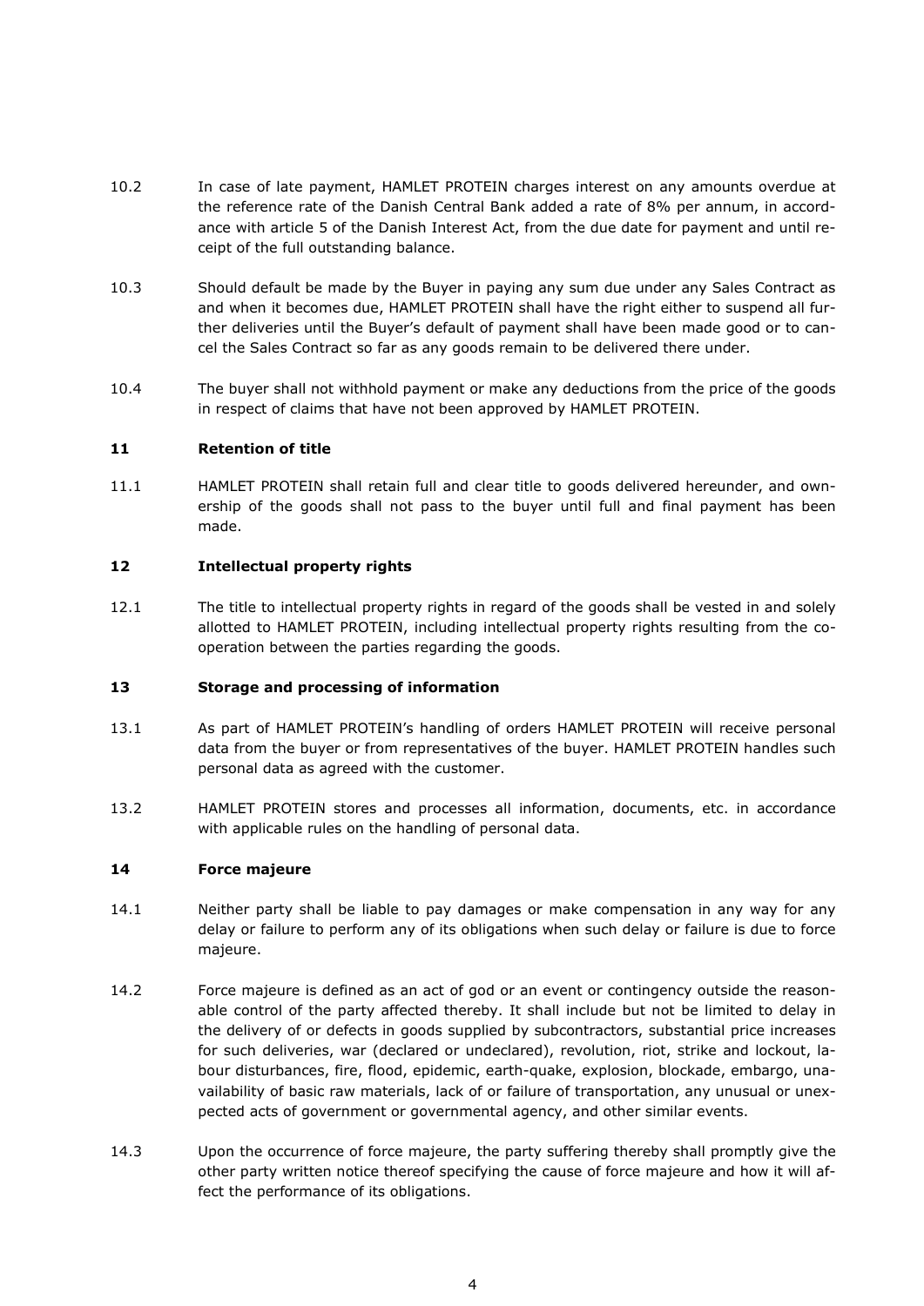10.2 In case of late payment, HAMLET PROTEIN charges interest on any amounts overdue at the reference rate of the Danish Central Bank added a rate of 8% per annum, in accordance with article 5 of the Danish Interest Act, from the due date for payment and until receipt of the full outstanding balance.

10.3 Should default be made by the Buyer in paying any sum due under any Sales Contract as and when it becomes due, HAMLET PROTEIN shall have the right either to suspend all further deliveries until the Buyer's default of payment shall have been made good or to cancel the Sales Contract so far as any goods remain to be delivered there under.

10.4 The buyer shall not withhold payment or make any deductions from the price of the goods in respect of claims that have not been approved by HAMLET PROTEIN.

## 11 Retention of title

11.1 HAMLET PROTEIN shall retain full and clear title to goods delivered hereunder, and ownership of the goods shall not pass to the buyer until full and final payment has been made.

## 12 Intellectual property rights

12.1 The title to intellectual property rights in regard of the goods shall be vested in and solely allotted to HAMLET PROTEIN, including intellectual property rights resulting from the cooperation between the parties regarding the goods.

## 13 Storage and processing of information

13.1 As part of HAMLET PROTEIN's handling of orders HAMLET PROTEIN will receive personal data from the buyer or from representatives of the buyer. HAMLET PROTEIN handles such personal data as agreed with the customer.

13.2 HAMLET PROTEIN stores and processes all information, documents, etc. in accordance with applicable rules on the handling of personal data.

## 14 Force majeure

14.1 Neither party shall be liable to pay damages or make compensation in any way for any delay or failure to perform any of its obligations when such delay or failure is due to force majeure.

14.2 Force majeure is defined as an act of god or an event or contingency outside the reasonable control of the party affected thereby. It shall include but not be limited to delay in the delivery of or defects in goods supplied by subcontractors, substantial price increases for such deliveries, war (declared or undeclared), revolution, riot, strike and lockout, labour disturbances, fire, flood, epidemic, earth-quake, explosion, blockade, embargo, unavailability of basic raw materials, lack of or failure of transportation, any unusual or unexpected acts of government or governmental agency, and other similar events.

14.3 Upon the occurrence of force majeure, the party suffering thereby shall promptly give the other party written notice thereof specifying the cause of force majeure and how it will affect the performance of its obligations.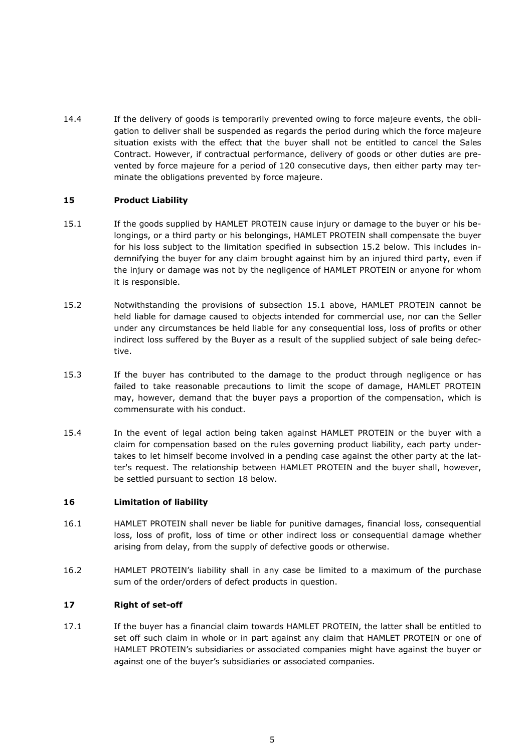14.4 If the delivery of goods is temporarily prevented owing to force majeure events, the obligation to deliver shall be suspended as regards the period during which the force majeure situation exists with the effect that the buyer shall not be entitled to cancel the Sales Contract. However, if contractual performance, delivery of goods or other duties are prevented by force majeure for a period of 120 consecutive days, then either party may terminate the obligations prevented by force majeure.

## 15 Product Liability

15.1 If the goods supplied by HAMLET PROTEIN cause injury or damage to the buyer or his belongings, or a third party or his belongings, HAMLET PROTEIN shall compensate the buyer for his loss subject to the limitation specified in subsection 15.2 below. This includes indemnifying the buyer for any claim brought against him by an injured third party, even if the injury or damage was not by the negligence of HAMLET PROTEIN or anyone for whom it is responsible.

15.2 Notwithstanding the provisions of subsection 15.1 above, HAMLET PROTEIN cannot be held liable for damage caused to objects intended for commercial use, nor can the Seller under any circumstances be held liable for any consequential loss, loss of profits or other indirect loss suffered by the Buyer as a result of the supplied subject of sale being defective.

15.3 If the buyer has contributed to the damage to the product through negligence or has failed to take reasonable precautions to limit the scope of damage, HAMLET PROTEIN may, however, demand that the buyer pays a proportion of the compensation, which is commensurate with his conduct.

15.4 In the event of legal action being taken against HAMLET PROTEIN or the buyer with a claim for compensation based on the rules governing product liability, each party undertakes to let himself become involved in a pending case against the other party at the latter's request. The relationship between HAMLET PROTEIN and the buyer shall, however, be settled pursuant to section 18 below.

## 16 Limitation of liability

16.1 HAMLET PROTEIN shall never be liable for punitive damages, financial loss, consequential loss, loss of profit, loss of time or other indirect loss or consequential damage whether arising from delay, from the supply of defective goods or otherwise.

16.2 HAMLET PROTEIN's liability shall in any case be limited to a maximum of the purchase sum of the order/orders of defect products in question.

## 17 Right of set-off

17.1 If the buyer has a financial claim towards HAMLET PROTEIN, the latter shall be entitled to set off such claim in whole or in part against any claim that HAMLET PROTEIN or one of HAMLET PROTEIN's subsidiaries or associated companies might have against the buyer or against one of the buyer's subsidiaries or associated companies.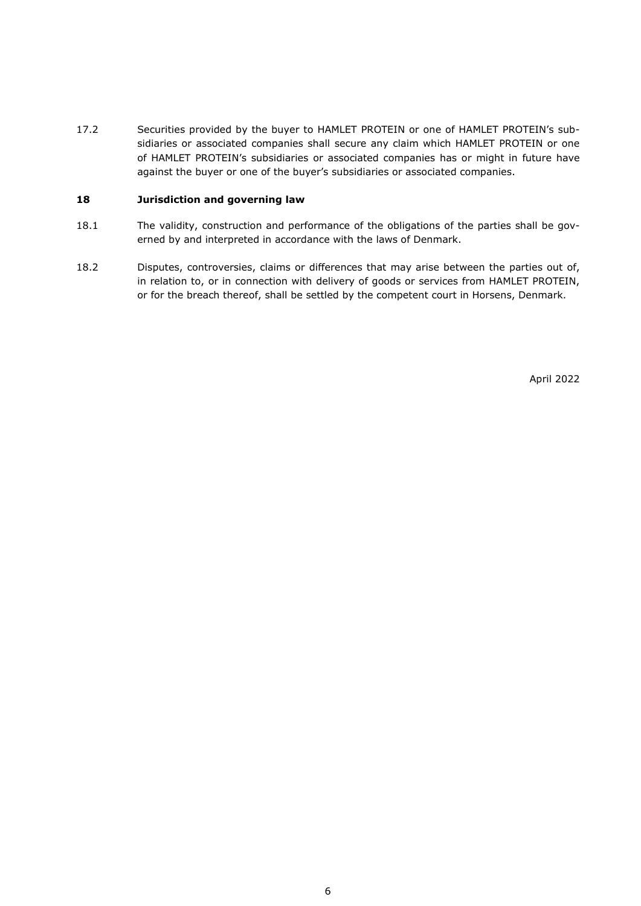17.2 Securities provided by the buyer to HAMLET PROTEIN or one of HAMLET PROTEIN's subsidiaries or associated companies shall secure any claim which HAMLET PROTEIN or one of HAMLET PROTEIN's subsidiaries or associated companies has or might in future have against the buyer or one of the buyer's subsidiaries or associated companies.

## 18 Jurisdiction and governing law

18.1 The validity, construction and performance of the obligations of the parties shall be governed by and interpreted in accordance with the laws of Denmark.

18.2 Disputes, controversies, claims or differences that may arise between the parties out of, in relation to, or in connection with delivery of goods or services from HAMLET PROTEIN, or for the breach thereof, shall be settled by the competent court in Horsens, Denmark.

April 2022